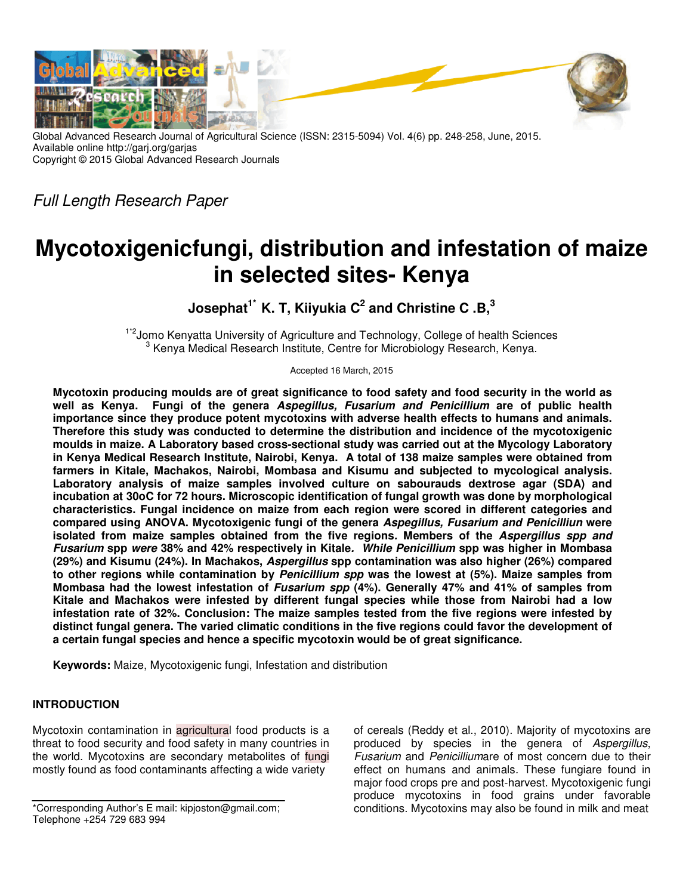Global Advanced Research Journal of Agricultural Science (ISSN: 2315-5094) Vol. 4(6) pp. 248-258, June, 2015.
Available online http://garj.org/garjas
Copyright © 2015 Global Advanced Research Journals

*Full Length Research Paper*

# Mycotoxigenicfungi, distribution and infestation of maize in selected sites- Kenya

**Josephat[1*] K. T, Kiiyukia C[2] and Christine C .B,[3]**

[1*2]Jomo Kenyatta University of Agriculture and Technology, College of health Sciences
[3] Kenya Medical Research Institute, Centre for Microbiology Research, Kenya.

Accepted 16 March, 2015

**Mycotoxin producing moulds are of great significance to food safety and food security in the world as well as Kenya. Fungi of the genera *Aspegillus, Fusarium and Penicillium* are of public health importance since they produce potent mycotoxins with adverse health effects to humans and animals. Therefore this study was conducted to determine the distribution and incidence of the mycotoxigenic moulds in maize. A Laboratory based cross-sectional study was carried out at the Mycology Laboratory in Kenya Medical Research Institute, Nairobi, Kenya. A total of 138 maize samples were obtained from farmers in Kitale, Machakos, Nairobi, Mombasa and Kisumu and subjected to mycological analysis. Laboratory analysis of maize samples involved culture on sabourauds dextrose agar (SDA) and incubation at 30oC for 72 hours. Microscopic identification of fungal growth was done by morphological characteristics. Fungal incidence on maize from each region were scored in different categories and compared using ANOVA. Mycotoxigenic fungi of the genera *Aspegillus, Fusarium and Penicilliun* were isolated from maize samples obtained from the five regions. Members of the *Aspergillus spp and Fusarium* spp *were* 38% and 42% respectively in Kitale. *While Penicillium* spp was higher in Mombasa (29%) and Kisumu (24%). In Machakos, *Aspergillus* spp contamination was also higher (26%) compared to other regions while contamination by *Penicillium spp* was the lowest at (5%). Maize samples from Mombasa had the lowest infestation of *Fusarium spp* (4%). Generally 47% and 41% of samples from Kitale and Machakos were infested by different fungal species while those from Nairobi had a low infestation rate of 32%. Conclusion: The maize samples tested from the five regions were infested by distinct fungal genera. The varied climatic conditions in the five regions could favor the development of a certain fungal species and hence a specific mycotoxin would be of great significance.**

**Keywords:** Maize, Mycotoxigenic fungi, Infestation and distribution

## INTRODUCTION

Mycotoxin contamination in agricultural food products is a threat to food security and food safety in many countries in the world. Mycotoxins are secondary metabolites of fungi mostly found as food contaminants affecting a wide variety of cereals (Reddy et al., 2010). Majority of mycotoxins are produced by species in the genera of *Aspergillus*, *Fusarium* and *Penicillium*are of most concern due to their effect on humans and animals. These fungiare found in major food crops pre and post-harvest. Mycotoxigenic fungi produce mycotoxins in food grains under favorable conditions. Mycotoxins may also be found in milk and meat

*Corresponding Author's E mail: kipjoston@gmail.com; Telephone +254 729 683 994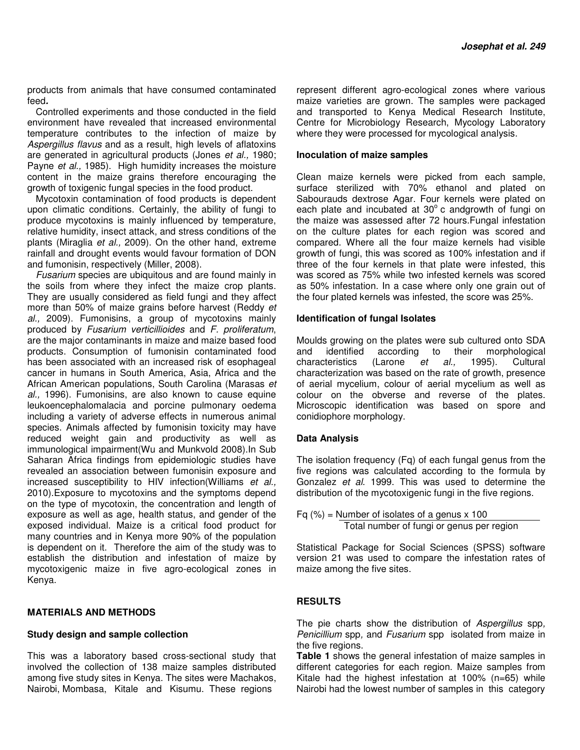products from animals that have consumed contaminated feed**.**

Controlled experiments and those conducted in the field environment have revealed that increased environmental temperature contributes to the infection of maize by *Aspergillus flavus* and as a result, high levels of aflatoxins are generated in agricultural products (Jones *et al.,* 1980; Payne *et al.,* 1985). High humidity increases the moisture content in the maize grains therefore encouraging the growth of toxigenic fungal species in the food product.

Mycotoxin contamination of food products is dependent upon climatic conditions. Certainly, the ability of fungi to produce mycotoxins is mainly influenced by temperature, relative humidity, insect attack, and stress conditions of the plants (Miraglia *et al.,* 2009). On the other hand, extreme rainfall and drought events would favour formation of DON and fumonisin, respectively (Miller, 2008).

*Fusarium* species are ubiquitous and are found mainly in the soils from where they infect the maize crop plants. They are usually considered as field fungi and they affect more than 50% of maize grains before harvest (Reddy *et al.,* 2009). Fumonisins, a group of mycotoxins mainly produced by *Fusarium verticillioides* and *F. proliferatum*, are the major contaminants in maize and maize based food products. Consumption of fumonisin contaminated food has been associated with an increased risk of esophageal cancer in humans in South America, Asia, Africa and the African American populations, South Carolina (Marasas *et al.,* 1996). Fumonisins, are also known to cause equine leukoencephalomalacia and porcine pulmonary oedema including a variety of adverse effects in numerous animal species. Animals affected by fumonisin toxicity may have reduced weight gain and productivity as well as immunological impairment(Wu and Munkvold 2008).In Sub Saharan Africa findings from epidemiologic studies have revealed an association between fumonisin exposure and increased susceptibility to HIV infection(Williams *et al.,* 2010).Exposure to mycotoxins and the symptoms depend on the type of mycotoxin, the concentration and length of exposure as well as age, health status, and gender of the exposed individual. Maize is a critical food product for many countries and in Kenya more 90% of the population is dependent on it. Therefore the aim of the study was to establish the distribution and infestation of maize by mycotoxigenic maize in five agro-ecological zones in Kenya.

## MATERIALS AND METHODS

### Study design and sample collection

This was a laboratory based cross-sectional study that involved the collection of 138 maize samples distributed among five study sites in Kenya. The sites were Machakos, Nairobi, Mombasa, Kitale and Kisumu. These regions represent different agro-ecological zones where various maize varieties are grown. The samples were packaged and transported to Kenya Medical Research Institute, Centre for Microbiology Research, Mycology Laboratory where they were processed for mycological analysis.

### Inoculation of maize samples

Clean maize kernels were picked from each sample, surface sterilized with 70% ethanol and plated on Sabourauds dextrose Agar. Four kernels were plated on each plate and incubated at $30^{o}$ c andgrowth of fungi on the maize was assessed after 72 hours.Fungal infestation on the culture plates for each region was scored and compared. Where all the four maize kernels had visible growth of fungi, this was scored as 100% infestation and if three of the four kernels in that plate were infested, this was scored as 75% while two infested kernels was scored as 50% infestation. In a case where only one grain out of the four plated kernels was infested, the score was 25%.

### Identification of fungal Isolates

Moulds growing on the plates were sub cultured onto SDA and identified according to their morphological characteristics (Larone *et al.,* 1995). Cultural characterization was based on the rate of growth, presence of aerial mycelium, colour of aerial mycelium as well as colour on the obverse and reverse of the plates. Microscopic identification was based on spore and conidiophore morphology.

### Data Analysis

The isolation frequency (Fq) of each fungal genus from the five regions was calculated according to the formula by Gonzalez *et al.* 1999. This was used to determine the distribution of the mycotoxigenic fungi in the five regions.

$$Fq\ (\%) = \frac{\text{Number of isolates of a genus} \times 100}{\text{Total number of fungi or genus per region}}$$

Statistical Package for Social Sciences (SPSS) software version 21 was used to compare the infestation rates of maize among the five sites.

## RESULTS

The pie charts show the distribution of *Aspergillus* spp*, Penicillium* spp*,* and *Fusarium* spp isolated from maize in the five regions.

**Table 1** shows the general infestation of maize samples in different categories for each region. Maize samples from Kitale had the highest infestation at 100% (n=65) while Nairobi had the lowest number of samples in this category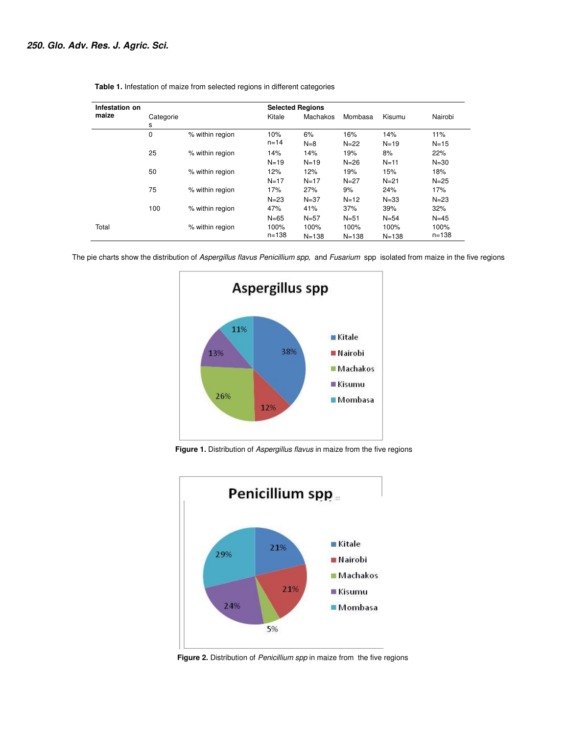**Table 1.** Infestation of maize from selected regions in different categories

| Infestation on maize | Categories | | Selected Regions Kitale | Machakos | Mombasa | Kisumu | Nairobi |
|---|---|---|---|---|---|---|---|
| | 0 | % within region | 10% n=14 | 6% N=8 | 16% N=22 | 14% N=19 | 11% N=15 |
| | 25 | % within region | 14% N=19 | 14% N=19 | 19% N=26 | 8% N=11 | 22% N=30 |
| | 50 | % within region | 12% N=17 | 12% N=17 | 19% N=27 | 15% N=21 | 18% N=25 |
| | 75 | % within region | 17% N=23 | 27% N=37 | 9% N=12 | 24% N=33 | 17% N=23 |
| | 100 | % within region | 47% N=65 | 41% N=57 | 37% N=51 | 39% N=54 | 32% N=45 |
| Total | | % within region | 100% n=138 | 100% N=138 | 100% N=138 | 100% N=138 | 100% n=138 |

The pie charts show the distribution of *Aspergillus flavus Penicillium spp,* and *Fusarium* spp isolated from maize in the five regions

**Figure 1.** Distribution of *Aspergillus flavus* in maize from the five regions

**Figure 2.** Distribution of *Penicillium spp* in maize from the five regions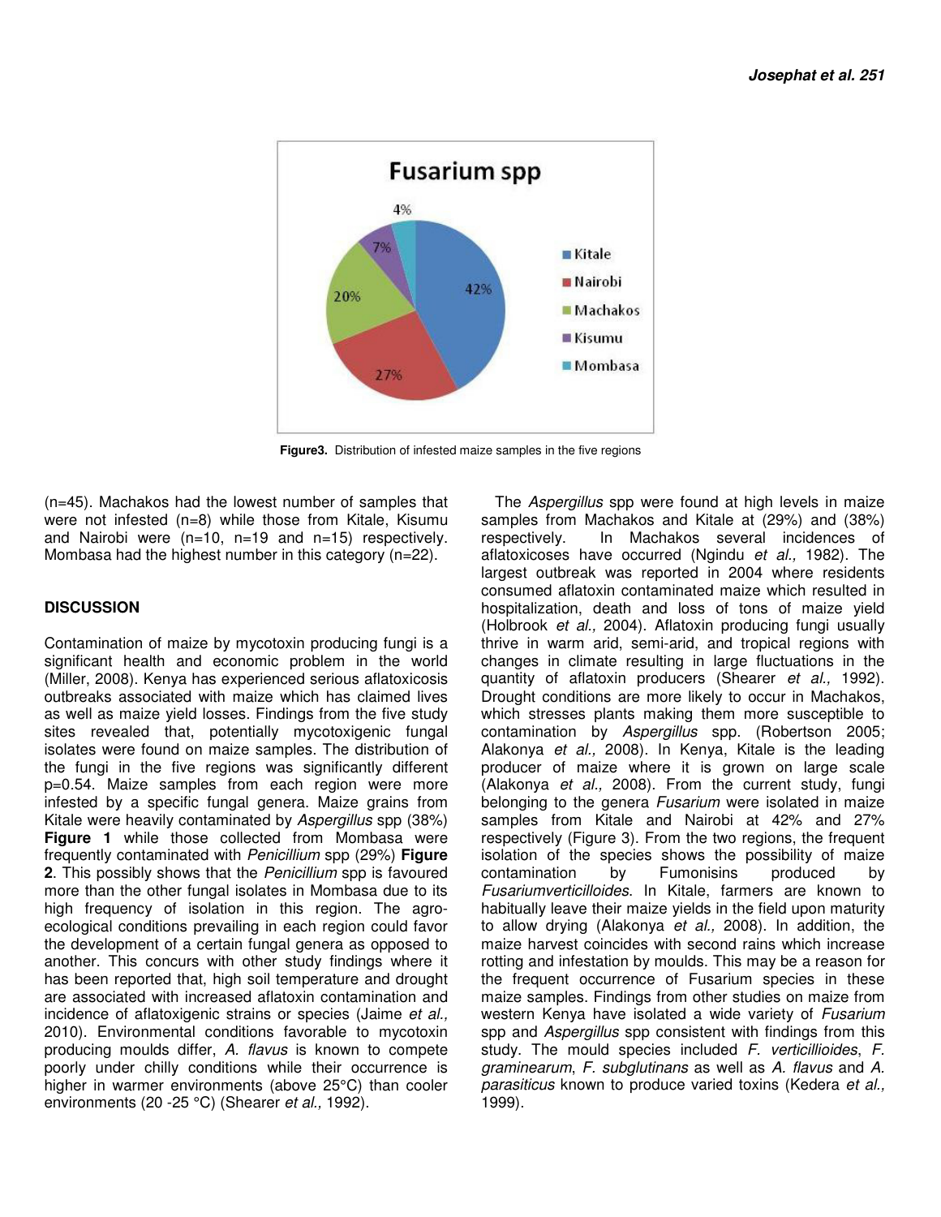Figure3. Distribution of infested maize samples in the five regions

(n=45). Machakos had the lowest number of samples that were not infested (n=8) while those from Kitale, Kisumu and Nairobi were (n=10, n=19 and n=15) respectively. Mombasa had the highest number in this category (n=22).

## DISCUSSION

Contamination of maize by mycotoxin producing fungi is a significant health and economic problem in the world (Miller, 2008). Kenya has experienced serious aflatoxicosis outbreaks associated with maize which has claimed lives as well as maize yield losses. Findings from the five study sites revealed that, potentially mycotoxigenic fungal isolates were found on maize samples. The distribution of the fungi in the five regions was significantly different p=0.54. Maize samples from each region were more infested by a specific fungal genera. Maize grains from Kitale were heavily contaminated by *Aspergillus* spp (38%) **Figure 1** while those collected from Mombasa were frequently contaminated with *Penicillium* spp (29%) **Figure 2**. This possibly shows that the *Penicillium* spp is favoured more than the other fungal isolates in Mombasa due to its high frequency of isolation in this region. The agro-ecological conditions prevailing in each region could favor the development of a certain fungal genera as opposed to another. This concurs with other study findings where it has been reported that, high soil temperature and drought are associated with increased aflatoxin contamination and incidence of aflatoxigenic strains or species (Jaime *et al.,* 2010). Environmental conditions favorable to mycotoxin producing moulds differ, *A. flavus* is known to compete poorly under chilly conditions while their occurrence is higher in warmer environments (above 25°C) than cooler environments (20 -25 °C) (Shearer *et al.,* 1992).

The *Aspergillus* spp were found at high levels in maize samples from Machakos and Kitale at (29%) and (38%) respectively. In Machakos several incidences of aflatoxicoses have occurred (Ngindu *et al.,* 1982). The largest outbreak was reported in 2004 where residents consumed aflatoxin contaminated maize which resulted in hospitalization, death and loss of tons of maize yield (Holbrook *et al.,* 2004). Aflatoxin producing fungi usually thrive in warm arid, semi-arid, and tropical regions with changes in climate resulting in large fluctuations in the quantity of aflatoxin producers (Shearer *et al.,* 1992). Drought conditions are more likely to occur in Machakos, which stresses plants making them more susceptible to contamination by *Aspergillus* spp. (Robertson 2005; Alakonya *et al.,* 2008). In Kenya, Kitale is the leading producer of maize where it is grown on large scale (Alakonya *et al.,* 2008). From the current study, fungi belonging to the genera *Fusarium* were isolated in maize samples from Kitale and Nairobi at 42% and 27% respectively (Figure 3). From the two regions, the frequent isolation of the species shows the possibility of maize contamination by Fumonisins produced by *Fusariumverticilloides*. In Kitale, farmers are known to habitually leave their maize yields in the field upon maturity to allow drying (Alakonya *et al.,* 2008). In addition, the maize harvest coincides with second rains which increase rotting and infestation by moulds. This may be a reason for the frequent occurrence of Fusarium species in these maize samples. Findings from other studies on maize from western Kenya have isolated a wide variety of *Fusarium* spp and *Aspergillus* spp consistent with findings from this study. The mould species included *F. verticillioides*, *F. graminearum*, *F. subglutinans* as well as *A. flavus* and *A. parasiticus* known to produce varied toxins (Kedera *et al.,* 1999).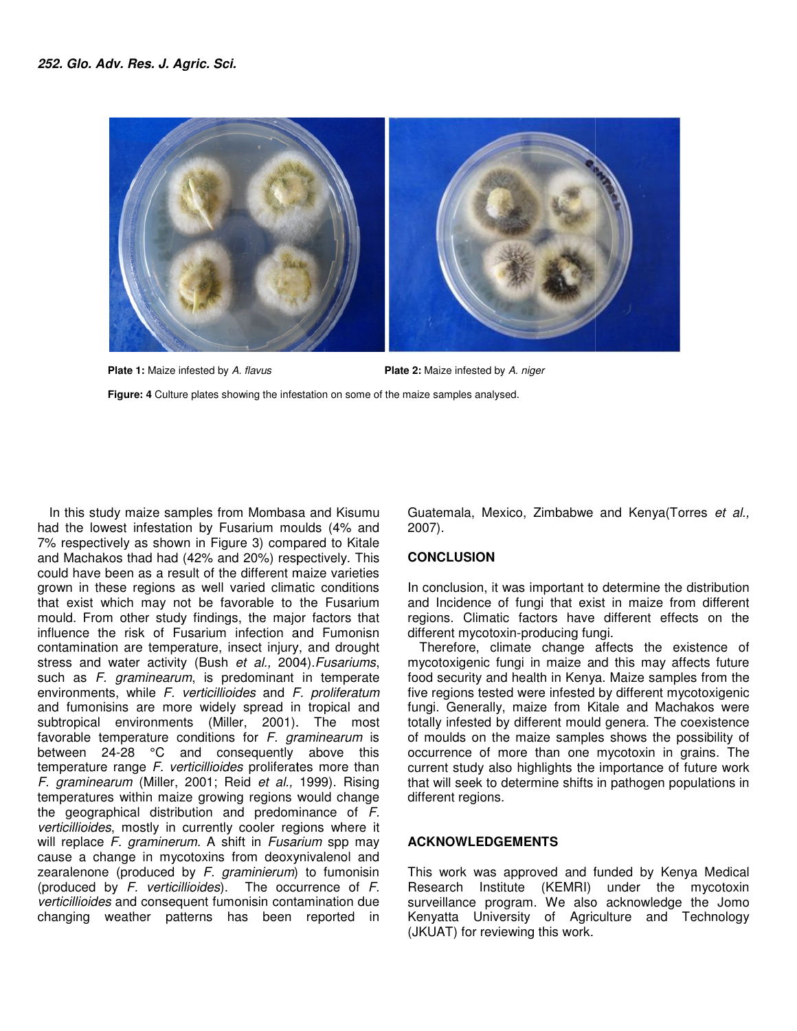**Plate 1:** Maize infested by *A. flavus*

**Plate 2:** Maize infested by *A. niger*

**Figure: 4** Culture plates showing the infestation on some of the maize samples analysed.

In this study maize samples from Mombasa and Kisumu had the lowest infestation by Fusarium moulds (4% and 7% respectively as shown in Figure 3) compared to Kitale and Machakos thad had (42% and 20%) respectively. This could have been as a result of the different maize varieties grown in these regions as well varied climatic conditions that exist which may not be favorable to the Fusarium mould. From other study findings, the major factors that influence the risk of Fusarium infection and Fumonisn contamination are temperature, insect injury, and drought stress and water activity (Bush *et al.,* 2004).*Fusariums*, such as *F. graminearum*, is predominant in temperate environments, while *F. verticillioides* and *F. proliferatum* and fumonisins are more widely spread in tropical and subtropical environments (Miller, 2001). The most favorable temperature conditions for *F. graminearum* is between 24-28 °C and consequently above this temperature range *F. verticillioides* proliferates more than *F. graminearum* (Miller, 2001; Reid *et al.,* 1999). Rising temperatures within maize growing regions would change the geographical distribution and predominance of *F. verticillioides*, mostly in currently cooler regions where it will replace *F. graminerum*. A shift in *Fusarium* spp may cause a change in mycotoxins from deoxynivalenol and zearalenone (produced by *F. graminierum*) to fumonisin (produced by *F. verticillioides*). The occurrence of *F. verticillioides* and consequent fumonisin contamination due changing weather patterns has been reported in Guatemala, Mexico, Zimbabwe and Kenya(Torres *et al.,* 2007).

## CONCLUSION

In conclusion, it was important to determine the distribution and Incidence of fungi that exist in maize from different regions. Climatic factors have different effects on the different mycotoxin-producing fungi.

Therefore, climate change affects the existence of mycotoxigenic fungi in maize and this may affects future food security and health in Kenya. Maize samples from the five regions tested were infested by different mycotoxigenic fungi. Generally, maize from Kitale and Machakos were totally infested by different mould genera. The coexistence of moulds on the maize samples shows the possibility of occurrence of more than one mycotoxin in grains. The current study also highlights the importance of future work that will seek to determine shifts in pathogen populations in different regions.

## ACKNOWLEDGEMENTS

This work was approved and funded by Kenya Medical Research Institute (KEMRI) under the mycotoxin surveillance program. We also acknowledge the Jomo Kenyatta University of Agriculture and Technology (JKUAT) for reviewing this work.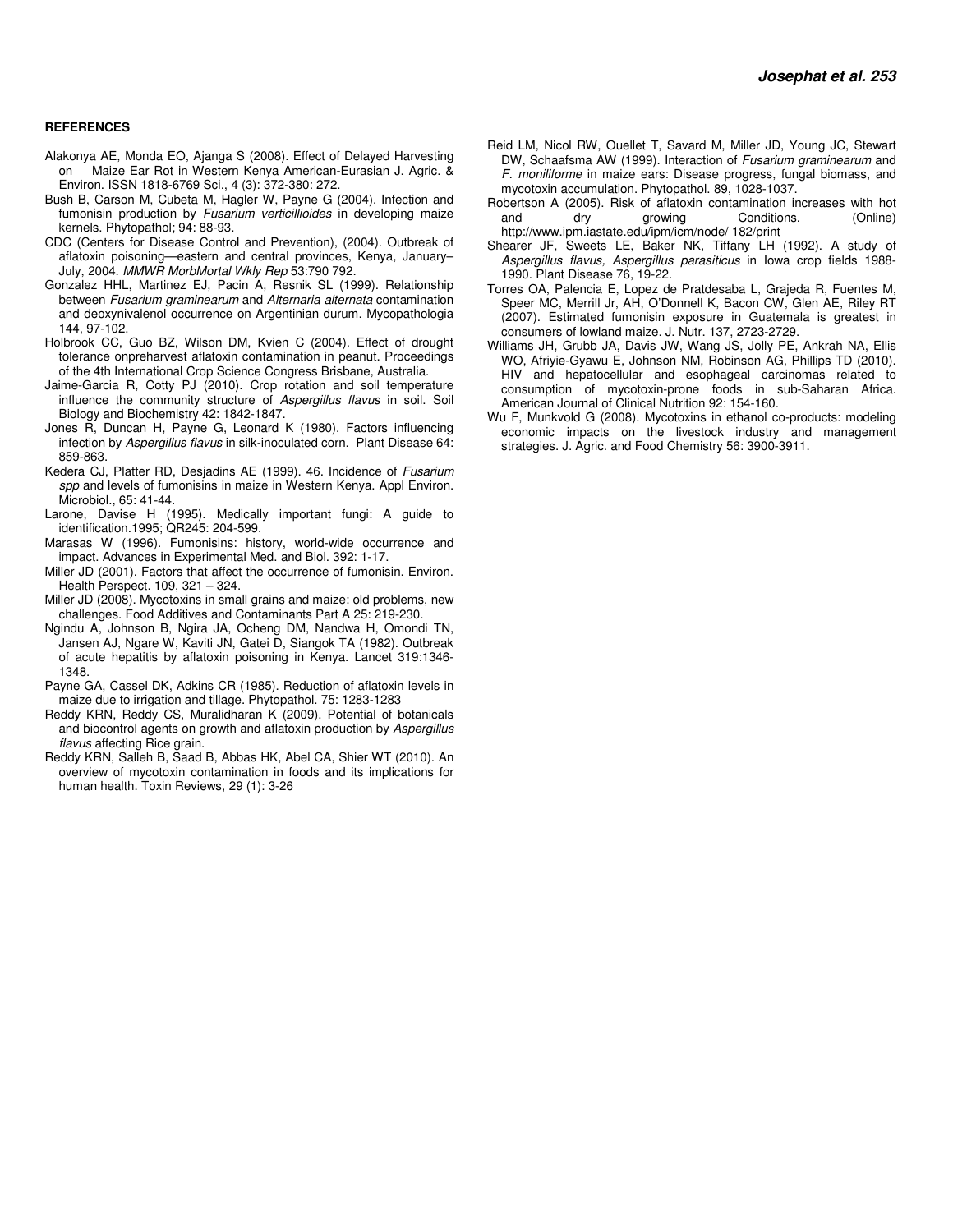**REFERENCES**

Alakonya AE, Monda EO, Ajanga S (2008). Effect of Delayed Harvesting on Maize Ear Rot in Western Kenya American-Eurasian J. Agric. & Environ. ISSN 1818-6769 Sci., 4 (3): 372-380: 272.

Bush B, Carson M, Cubeta M, Hagler W, Payne G (2004). Infection and fumonisin production by *Fusarium verticillioides* in developing maize kernels. Phytopathol; 94: 88-93.

CDC (Centers for Disease Control and Prevention), (2004). Outbreak of aflatoxin poisoning—eastern and central provinces, Kenya, January–July, 2004. *MMWR MorbMortal Wkly Rep* 53:790 792.

Gonzalez HHL, Martinez EJ, Pacin A, Resnik SL (1999). Relationship between *Fusarium graminearum* and *Alternaria alternata* contamination and deoxynivalenol occurrence on Argentinian durum. Mycopathologia 144, 97-102.

Holbrook CC, Guo BZ, Wilson DM, Kvien C (2004). Effect of drought tolerance onpreharvest aflatoxin contamination in peanut. Proceedings of the 4th International Crop Science Congress Brisbane, Australia.

Jaime-Garcia R, Cotty PJ (2010). Crop rotation and soil temperature influence the community structure of *Aspergillus flavus* in soil. Soil Biology and Biochemistry 42: 1842-1847.

Jones R, Duncan H, Payne G, Leonard K (1980). Factors influencing infection by *Aspergillus flavus* in silk-inoculated corn. Plant Disease 64: 859-863.

Kedera CJ, Platter RD, Desjadins AE (1999). 46. Incidence of *Fusarium spp* and levels of fumonisins in maize in Western Kenya. Appl Environ. Microbiol., 65: 41-44.

Larone, Davise H (1995). Medically important fungi: A guide to identification.1995; QR245: 204-599.

Marasas W (1996). Fumonisins: history, world-wide occurrence and impact. Advances in Experimental Med. and Biol. 392: 1-17.

Miller JD (2001). Factors that affect the occurrence of fumonisin. Environ. Health Perspect. 109, 321 – 324.

Miller JD (2008). Mycotoxins in small grains and maize: old problems, new challenges. Food Additives and Contaminants Part A 25: 219-230.

Ngindu A, Johnson B, Ngira JA, Ocheng DM, Nandwa H, Omondi TN, Jansen AJ, Ngare W, Kaviti JN, Gatei D, Siangok TA (1982). Outbreak of acute hepatitis by aflatoxin poisoning in Kenya. Lancet 319:1346-1348.

Payne GA, Cassel DK, Adkins CR (1985). Reduction of aflatoxin levels in maize due to irrigation and tillage. Phytopathol. 75: 1283-1283

Reddy KRN, Reddy CS, Muralidharan K (2009). Potential of botanicals and biocontrol agents on growth and aflatoxin production by *Aspergillus flavus* affecting Rice grain.

Reddy KRN, Salleh B, Saad B, Abbas HK, Abel CA, Shier WT (2010). An overview of mycotoxin contamination in foods and its implications for human health. Toxin Reviews, 29 (1): 3-26

Reid LM, Nicol RW, Ouellet T, Savard M, Miller JD, Young JC, Stewart DW, Schaafsma AW (1999). Interaction of *Fusarium graminearum* and *F. moniliforme* in maize ears: Disease progress, fungal biomass, and mycotoxin accumulation. Phytopathol. 89, 1028-1037.

Robertson A (2005). Risk of aflatoxin contamination increases with hot and dry growing Conditions. (Online) http://www.ipm.iastate.edu/ipm/icm/node/ 182/print

Shearer JF, Sweets LE, Baker NK, Tiffany LH (1992). A study of *Aspergillus flavus, Aspergillus parasiticus* in Iowa crop fields 1988-1990. Plant Disease 76, 19-22.

Torres OA, Palencia E, Lopez de Pratdesaba L, Grajeda R, Fuentes M, Speer MC, Merrill Jr, AH, O'Donnell K, Bacon CW, Glen AE, Riley RT (2007). Estimated fumonisin exposure in Guatemala is greatest in consumers of lowland maize. J. Nutr. 137, 2723-2729.

Williams JH, Grubb JA, Davis JW, Wang JS, Jolly PE, Ankrah NA, Ellis WO, Afriyie-Gyawu E, Johnson NM, Robinson AG, Phillips TD (2010). HIV and hepatocellular and esophageal carcinomas related to consumption of mycotoxin-prone foods in sub-Saharan Africa. American Journal of Clinical Nutrition 92: 154-160.

Wu F, Munkvold G (2008). Mycotoxins in ethanol co-products: modeling economic impacts on the livestock industry and management strategies. J. Agric. and Food Chemistry 56: 3900-3911.